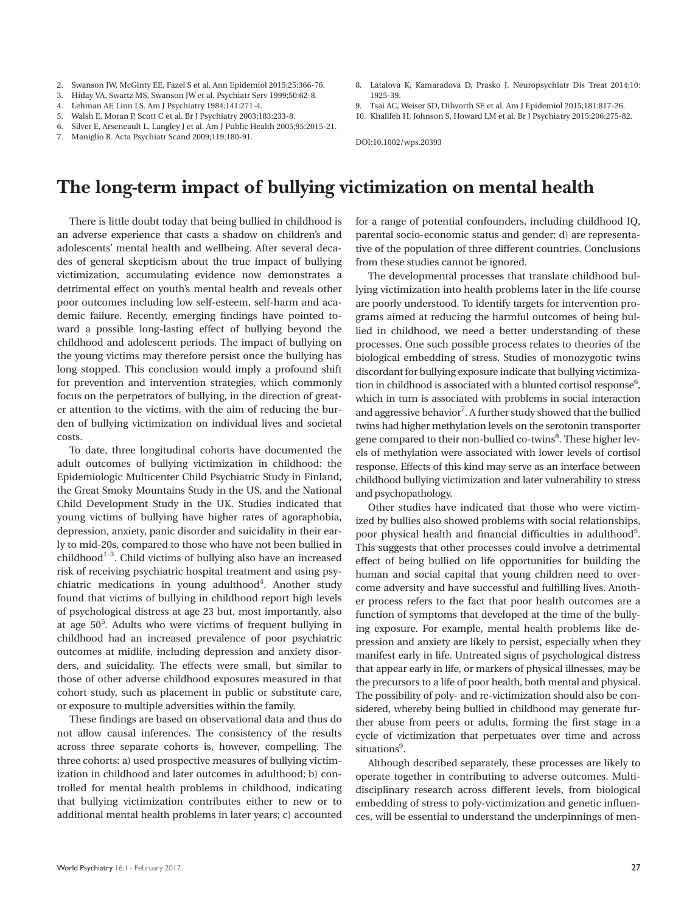2. Swanson JW, McGinty EE, Fazel S et al. Ann Epidemiol 2015;25:366-76.
3. Hiday VA, Swartz MS, Swanson JW et al. Psychiatr Serv 1999;50:62-8.
4. Lehman AF, Linn LS. Am J Psychiatry 1984;141:271-4.
5. Walsh E, Moran P, Scott C et al. Br J Psychiatry 2003;183:233-8.
6. Silver E, Arseneault L, Langley J et al. Am J Public Health 2005;95:2015-21.
7. Maniglio R. Acta Psychiatr Scand 2009;119:180-91.
8. Latalova K, Kamaradova D, Prasko J. Neuropsychiatr Dis Treat 2014;10: 1925-39.
9. Tsai AC, Weiser SD, Dilworth SE et al. Am J Epidemiol 2015;181:817-26.
10. Khalifeh H, Johnson S, Howard LM et al. Br J Psychiatry 2015;206:275-82.

DOI:10.1002/wps.20393

# The long-term impact of bullying victimization on mental health

There is little doubt today that being bullied in childhood is an adverse experience that casts a shadow on children's and adolescents' mental health and wellbeing. After several decades of general skepticism about the true impact of bullying victimization, accumulating evidence now demonstrates a detrimental effect on youth's mental health and reveals other poor outcomes including low self-esteem, self-harm and academic failure. Recently, emerging findings have pointed toward a possible long-lasting effect of bullying beyond the childhood and adolescent periods. The impact of bullying on the young victims may therefore persist once the bullying has long stopped. This conclusion would imply a profound shift for prevention and intervention strategies, which commonly focus on the perpetrators of bullying, in the direction of greater attention to the victims, with the aim of reducing the burden of bullying victimization on individual lives and societal costs.

To date, three longitudinal cohorts have documented the adult outcomes of bullying victimization in childhood: the Epidemiologic Multicenter Child Psychiatric Study in Finland, the Great Smoky Mountains Study in the US, and the National Child Development Study in the UK. Studies indicated that young victims of bullying have higher rates of agoraphobia, depression, anxiety, panic disorder and suicidality in their early to mid-20s, compared to those who have not been bullied in childhood[1-3]. Child victims of bullying also have an increased risk of receiving psychiatric hospital treatment and using psychiatric medications in young adulthood[4]. Another study found that victims of bullying in childhood report high levels of psychological distress at age 23 but, most importantly, also at age 50[5]. Adults who were victims of frequent bullying in childhood had an increased prevalence of poor psychiatric outcomes at midlife, including depression and anxiety disorders, and suicidality. The effects were small, but similar to those of other adverse childhood exposures measured in that cohort study, such as placement in public or substitute care, or exposure to multiple adversities within the family.

These findings are based on observational data and thus do not allow causal inferences. The consistency of the results across three separate cohorts is, however, compelling. The three cohorts: a) used prospective measures of bullying victimization in childhood and later outcomes in adulthood; b) controlled for mental health problems in childhood, indicating that bullying victimization contributes either to new or to additional mental health problems in later years; c) accounted for a range of potential confounders, including childhood IQ, parental socio-economic status and gender; d) are representative of the population of three different countries. Conclusions from these studies cannot be ignored.

The developmental processes that translate childhood bullying victimization into health problems later in the life course are poorly understood. To identify targets for intervention programs aimed at reducing the harmful outcomes of being bullied in childhood, we need a better understanding of these processes. One such possible process relates to theories of the biological embedding of stress. Studies of monozygotic twins discordant for bullying exposure indicate that bullying victimization in childhood is associated with a blunted cortisol response[6], which in turn is associated with problems in social interaction and aggressive behavior[7]. A further study showed that the bullied twins had higher methylation levels on the serotonin transporter gene compared to their non-bullied co-twins[8]. These higher levels of methylation were associated with lower levels of cortisol response. Effects of this kind may serve as an interface between childhood bullying victimization and later vulnerability to stress and psychopathology.

Other studies have indicated that those who were victimized by bullies also showed problems with social relationships, poor physical health and financial difficulties in adulthood[5]. This suggests that other processes could involve a detrimental effect of being bullied on life opportunities for building the human and social capital that young children need to overcome adversity and have successful and fulfilling lives. Another process refers to the fact that poor health outcomes are a function of symptoms that developed at the time of the bullying exposure. For example, mental health problems like depression and anxiety are likely to persist, especially when they manifest early in life. Untreated signs of psychological distress that appear early in life, or markers of physical illnesses, may be the precursors to a life of poor health, both mental and physical. The possibility of poly- and re-victimization should also be considered, whereby being bullied in childhood may generate further abuse from peers or adults, forming the first stage in a cycle of victimization that perpetuates over time and across situations[9].

Although described separately, these processes are likely to operate together in contributing to adverse outcomes. Multidisciplinary research across different levels, from biological embedding of stress to poly-victimization and genetic influences, will be essential to understand the underpinnings of men-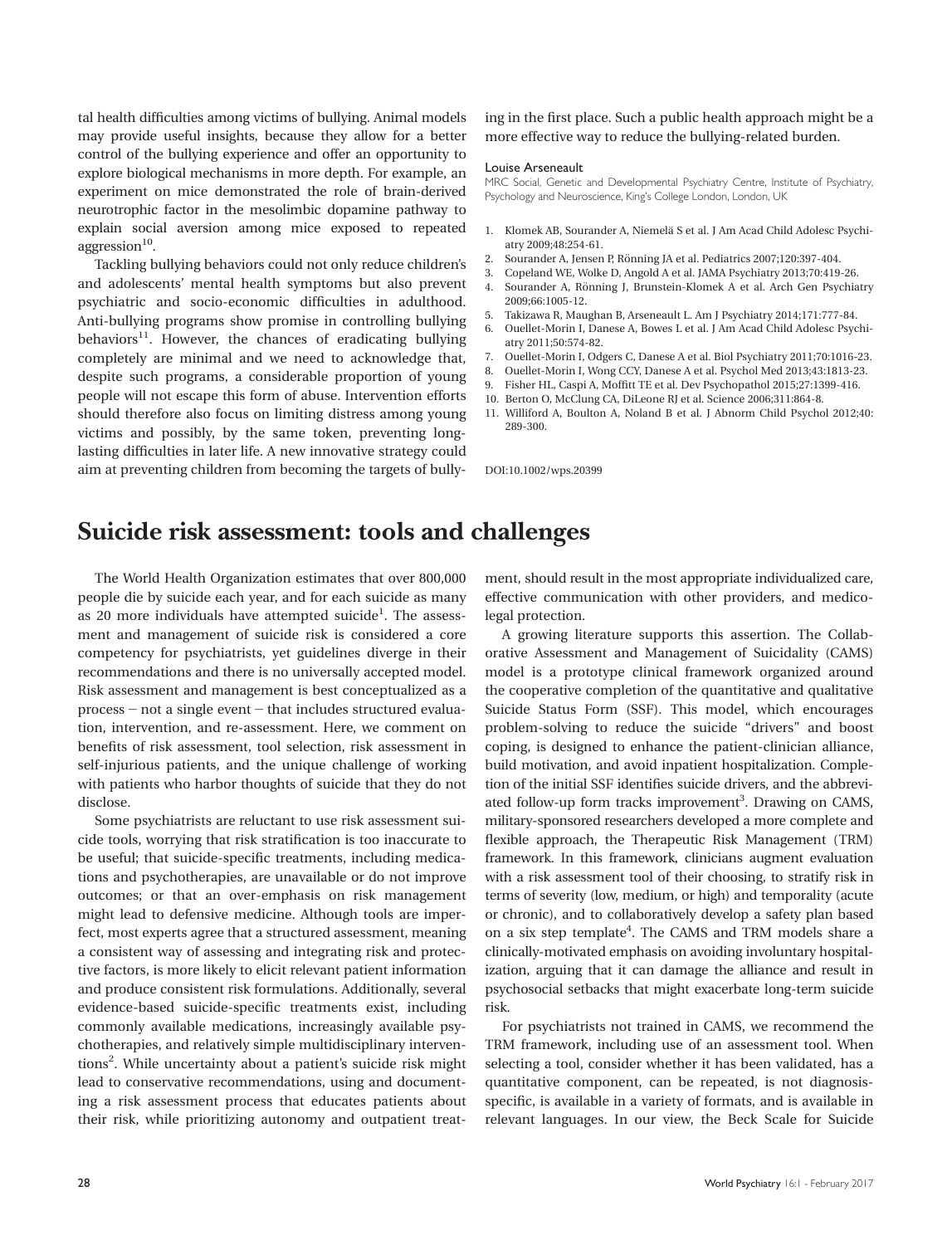tal health difficulties among victims of bullying. Animal models may provide useful insights, because they allow for a better control of the bullying experience and offer an opportunity to explore biological mechanisms in more depth. For example, an experiment on mice demonstrated the role of brain-derived neurotrophic factor in the mesolimbic dopamine pathway to explain social aversion among mice exposed to repeated aggression[10].

Tackling bullying behaviors could not only reduce children's and adolescents' mental health symptoms but also prevent psychiatric and socio-economic difficulties in adulthood. Anti-bullying programs show promise in controlling bullying behaviors[11]. However, the chances of eradicating bullying completely are minimal and we need to acknowledge that, despite such programs, a considerable proportion of young people will not escape this form of abuse. Intervention efforts should therefore also focus on limiting distress among young victims and possibly, by the same token, preventing long-lasting difficulties in later life. A new innovative strategy could aim at preventing children from becoming the targets of bullying in the first place. Such a public health approach might be a more effective way to reduce the bullying-related burden.

Louise Arseneault

MRC Social, Genetic and Developmental Psychiatry Centre, Institute of Psychiatry, Psychology and Neuroscience, King's College London, London, UK

1. Klomek AB, Sourander A, Niemelä S et al. J Am Acad Child Adolesc Psychiatry 2009;48:254-61.
2. Sourander A, Jensen P, Rönning JA et al. Pediatrics 2007;120:397-404.
3. Copeland WE, Wolke D, Angold A et al. JAMA Psychiatry 2013;70:419-26.
4. Sourander A, Rönning J, Brunstein-Klomek A et al. Arch Gen Psychiatry 2009;66:1005-12.
5. Takizawa R, Maughan B, Arseneault L. Am J Psychiatry 2014;171:777-84.
6. Ouellet-Morin I, Danese A, Bowes L et al. J Am Acad Child Adolesc Psychiatry 2011;50:574-82.
7. Ouellet-Morin I, Odgers C, Danese A et al. Biol Psychiatry 2011;70:1016-23.
8. Ouellet-Morin I, Wong CCY, Danese A et al. Psychol Med 2013;43:1813-23.
9. Fisher HL, Caspi A, Moffitt TE et al. Dev Psychopathol 2015;27:1399-416.
10. Berton O, McClung CA, DiLeone RJ et al. Science 2006;311:864-8.
11. Williford A, Boulton A, Noland B et al. J Abnorm Child Psychol 2012;40:289-300.

DOI:10.1002/wps.20399

# Suicide risk assessment: tools and challenges

The World Health Organization estimates that over 800,000 people die by suicide each year, and for each suicide as many as 20 more individuals have attempted suicide[1]. The assessment and management of suicide risk is considered a core competency for psychiatrists, yet guidelines diverge in their recommendations and there is no universally accepted model. Risk assessment and management is best conceptualized as a process – not a single event – that includes structured evaluation, intervention, and re-assessment. Here, we comment on benefits of risk assessment, tool selection, risk assessment in self-injurious patients, and the unique challenge of working with patients who harbor thoughts of suicide that they do not disclose.

Some psychiatrists are reluctant to use risk assessment suicide tools, worrying that risk stratification is too inaccurate to be useful; that suicide-specific treatments, including medications and psychotherapies, are unavailable or do not improve outcomes; or that an over-emphasis on risk management might lead to defensive medicine. Although tools are imperfect, most experts agree that a structured assessment, meaning a consistent way of assessing and integrating risk and protective factors, is more likely to elicit relevant patient information and produce consistent risk formulations. Additionally, several evidence-based suicide-specific treatments exist, including commonly available medications, increasingly available psychotherapies, and relatively simple multidisciplinary interventions[2]. While uncertainty about a patient's suicide risk might lead to conservative recommendations, using and documenting a risk assessment process that educates patients about their risk, while prioritizing autonomy and outpatient treatment, should result in the most appropriate individualized care, effective communication with other providers, and medico-legal protection.

A growing literature supports this assertion. The Collaborative Assessment and Management of Suicidality (CAMS) model is a prototype clinical framework organized around the cooperative completion of the quantitative and qualitative Suicide Status Form (SSF). This model, which encourages problem-solving to reduce the suicide "drivers" and boost coping, is designed to enhance the patient-clinician alliance, build motivation, and avoid inpatient hospitalization. Completion of the initial SSF identifies suicide drivers, and the abbreviated follow-up form tracks improvement[3]. Drawing on CAMS, military-sponsored researchers developed a more complete and flexible approach, the Therapeutic Risk Management (TRM) framework. In this framework, clinicians augment evaluation with a risk assessment tool of their choosing, to stratify risk in terms of severity (low, medium, or high) and temporality (acute or chronic), and to collaboratively develop a safety plan based on a six step template[4]. The CAMS and TRM models share a clinically-motivated emphasis on avoiding involuntary hospitalization, arguing that it can damage the alliance and result in psychosocial setbacks that might exacerbate long-term suicide risk.

For psychiatrists not trained in CAMS, we recommend the TRM framework, including use of an assessment tool. When selecting a tool, consider whether it has been validated, has a quantitative component, can be repeated, is not diagnosis-specific, is available in a variety of formats, and is available in relevant languages. In our view, the Beck Scale for Suicide